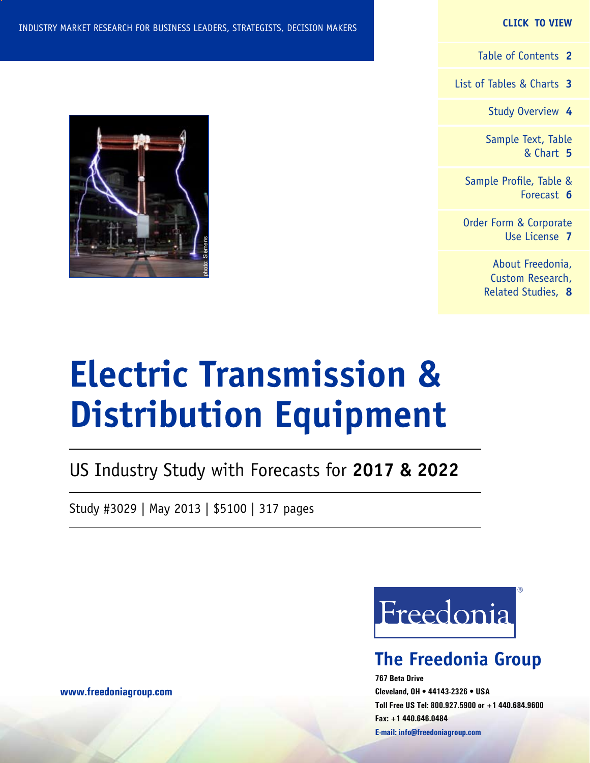INDUSTRY MARKET RESEARCH FOR BUSINESS LEADERS, STRATEGISTS, DECISION MAKERS

**CLICK TO VIEW**

- Table of Contents **2**
- List of Tables & Charts **3**
- Study Overview **4**
- Sample Text, Table & Chart **5**
- Sample Profile, Table & Forecast **6**
- Order Form & Corporate Use License **7**
- About Freedonia, Custom Research, Related Studies, **8**

photo: Siemens

# Electric Transmission & Distribution Equipment

US Industry Study with Forecasts for **2017 & 2022**

Study #3029 | May 2013 | $5100 | 317 pages

Freedonia®

## The Freedonia Group

**767 Beta Drive**
**Cleveland, OH • 44143-2326 • USA**
**Toll Free US Tel: 800.927.5900 or +1 440.684.9600**
**Fax: +1 440.646.0484**
**E-mail: info@freedoniagroup.com**

**www.freedoniagroup.com**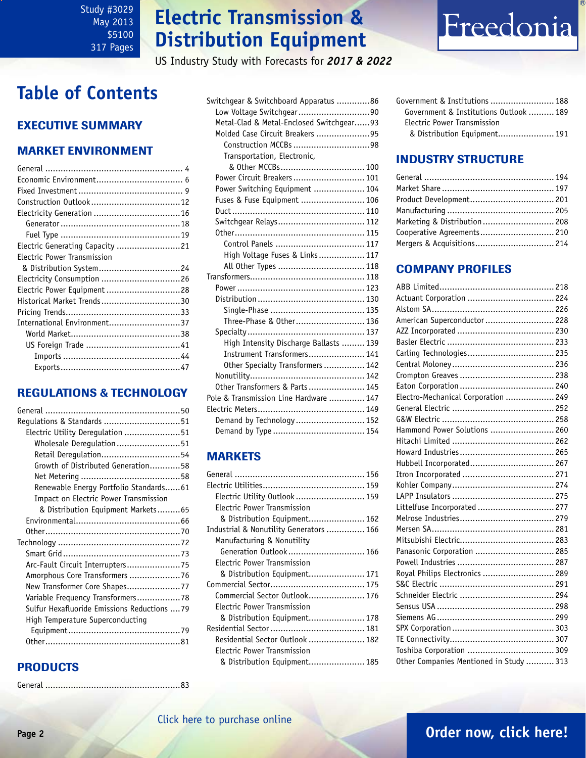Study #3029
May 2013
$5100
317 Pages

# Electric Transmission & Distribution Equipment

US Industry Study with Forecasts for ***2017 & 2022***

Freedonia

## Table of Contents

### EXECUTIVE SUMMARY

### MARKET ENVIRONMENT

- General ..... 4
- Economic Environment ..... 6
- Fixed Investment ..... 9
- Construction Outlook ..... 12
- Electricity Generation ..... 16
  - Generator ..... 18
  - Fuel Type ..... 19
- Electric Generating Capacity ..... 21
- Electric Power Transmission & Distribution System ..... 24
- Electricity Consumption ..... 26
- Electric Power Equipment ..... 28
- Historical Market Trends ..... 30
- Pricing Trends ..... 33
- International Environment ..... 37
  - World Market ..... 38
  - US Foreign Trade ..... 41
    - Imports ..... 44
    - Exports ..... 47

### REGULATIONS & TECHNOLOGY

- General ..... 50
- Regulations & Standards ..... 51
  - Electric Utility Deregulation ..... 51
    - Wholesale Deregulation ..... 51
    - Retail Deregulation ..... 54
    - Growth of Distributed Generation ..... 58
    - Net Metering ..... 58
    - Renewable Energy Portfolio Standards ..... 61
    - Impact on Electric Power Transmission & Distribution Equipment Markets ..... 65
  - Environmental ..... 66
  - Other ..... 70
- Technology ..... 72
  - Smart Grid ..... 73
  - Arc-Fault Circuit Interrupters ..... 75
  - Amorphous Core Transformers ..... 76
  - New Transformer Core Shapes ..... 77
  - Variable Frequency Transformers ..... 78
  - Sulfur Hexafluoride Emissions Reductions ..... 79
  - High Temperature Superconducting Equipment ..... 79
  - Other ..... 81

### PRODUCTS

- General ..... 83
- Switchgear & Switchboard Apparatus ..... 86
  - Low Voltage Switchgear ..... 90
  - Metal-Clad & Metal-Enclosed Switchgear ..... 93
  - Molded Case Circuit Breakers ..... 95
    - Construction MCCBs ..... 98
    - Transportation, Electronic, & Other MCCBs ..... 100
  - Power Circuit Breakers ..... 101
  - Power Switching Equipment ..... 104
  - Fuses & Fuse Equipment ..... 106
  - Duct ..... 110
  - Switchgear Relays ..... 112
  - Other ..... 115
    - Control Panels ..... 117
    - High Voltage Fuses & Links ..... 117
    - All Other Types ..... 118
- Transformers ..... 118
  - Power ..... 123
  - Distribution ..... 130
    - Single-Phase ..... 135
    - Three-Phase & Other ..... 136
  - Specialty ..... 137
    - High Intensity Discharge Ballasts ..... 139
    - Instrument Transformers ..... 141
    - Other Specialty Transformers ..... 142
  - Nonutility ..... 142
  - Other Transformers & Parts ..... 145
- Pole & Transmission Line Hardware ..... 147
- Electric Meters ..... 149
  - Demand by Technology ..... 152
  - Demand by Type ..... 154

### MARKETS

- General ..... 156
- Electric Utilities ..... 159
  - Electric Utility Outlook ..... 159
  - Electric Power Transmission & Distribution Equipment ..... 162
- Industrial & Nonutility Generators ..... 166
  - Manufacturing & Nonutility Generation Outlook ..... 166
  - Electric Power Transmission & Distribution Equipment ..... 171
- Commercial Sector ..... 175
  - Commercial Sector Outlook ..... 176
  - Electric Power Transmission & Distribution Equipment ..... 178
- Residential Sector ..... 181
  - Residential Sector Outlook ..... 182
  - Electric Power Transmission & Distribution Equipment ..... 185
- Government & Institutions ..... 188
  - Government & Institutions Outlook ..... 189
  - Electric Power Transmission & Distribution Equipment ..... 191

### INDUSTRY STRUCTURE

- General ..... 194
- Market Share ..... 197
- Product Development ..... 201
- Manufacturing ..... 205
- Marketing & Distribution ..... 208
- Cooperative Agreements ..... 210
- Mergers & Acquisitions ..... 214

### COMPANY PROFILES

- ABB Limited ..... 218
- Actuant Corporation ..... 224
- Alstom SA ..... 226
- American Superconductor ..... 228
- AZZ Incorporated ..... 230
- Basler Electric ..... 233
- Carling Technologies ..... 235
- Central Moloney ..... 236
- Crompton Greaves ..... 238
- Eaton Corporation ..... 240
- Electro-Mechanical Corporation ..... 249
- General Electric ..... 252
- G&W Electric ..... 258
- Hammond Power Solutions ..... 260
- Hitachi Limited ..... 262
- Howard Industries ..... 265
- Hubbell Incorporated ..... 267
- Itron Incorporated ..... 271
- Kohler Company ..... 274
- LAPP Insulators ..... 275
- Littelfuse Incorporated ..... 277
- Melrose Industries ..... 279
- Mersen SA ..... 281
- Mitsubishi Electric ..... 283
- Panasonic Corporation ..... 285
- Powell Industries ..... 287
- Royal Philips Electronics ..... 289
- S&C Electric ..... 291
- Schneider Electric ..... 294
- Sensus USA ..... 298
- Siemens AG ..... 299
- SPX Corporation ..... 303
- TE Connectivity ..... 307
- Toshiba Corporation ..... 309
- Other Companies Mentioned in Study ..... 313

Click here to purchase online

**Order now, click here!**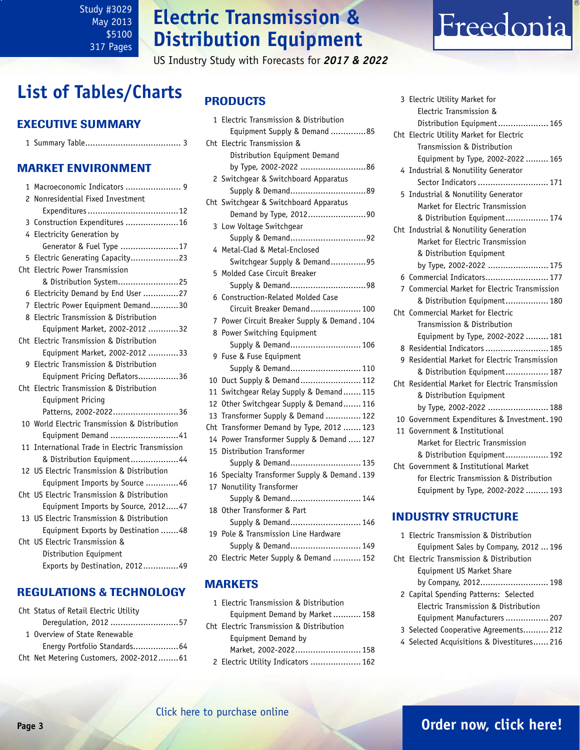# List of Tables/Charts

## EXECUTIVE SUMMARY

1 Summary Table...................................... 3

## MARKET ENVIRONMENT

1 Macroeconomic Indicators ...................... 9
2 Nonresidential Fixed Investment Expenditures....................................12
3 Construction Expenditures .....................16
4 Electricity Generation by Generator & Fuel Type .......................17
5 Electric Generating Capacity...................23
Cht Electric Power Transmission & Distribution System........................25
6 Electricity Demand by End User ..............27
7 Electric Power Equipment Demand...........30
8 Electric Transmission & Distribution Equipment Market, 2002-2012 ............32
Cht Electric Transmission & Distribution Equipment Market, 2002-2012 ............33
9 Electric Transmission & Distribution Equipment Pricing Deflators................36
Cht Electric Transmission & Distribution Equipment Pricing Patterns, 2002-2022..........................36
10 World Electric Transmission & Distribution Equipment Demand ...........................41
11 International Trade in Electric Transmission & Distribution Equipment...................44
12 US Electric Transmission & Distribution Equipment Imports by Source .............46
Cht US Electric Transmission & Distribution Equipment Imports by Source, 2012.....47
13 US Electric Transmission & Distribution Equipment Exports by Destination .......48
Cht US Electric Transmission & Distribution Equipment Exports by Destination, 2012..............49

## REGULATIONS & TECHNOLOGY

Cht Status of Retail Electric Utility Deregulation, 2012 ...........................57
1 Overview of State Renewable Energy Portfolio Standards..................64
Cht Net Metering Customers, 2002-2012........61

## PRODUCTS

1 Electric Transmission & Distribution Equipment Supply & Demand ..............85
Cht Electric Transmission & Distribution Equipment Demand by Type, 2002-2022 ..........................86
2 Switchgear & Switchboard Apparatus Supply & Demand..............................89
Cht Switchgear & Switchboard Apparatus Demand by Type, 2012.......................90
3 Low Voltage Switchgear Supply & Demand..............................92
4 Metal-Clad & Metal-Enclosed Switchgear Supply & Demand..............95
5 Molded Case Circuit Breaker Supply & Demand..............................98
6 Construction-Related Molded Case Circuit Breaker Demand.................... 100
7 Power Circuit Breaker Supply & Demand . 104
8 Power Switching Equipment Supply & Demand............................ 106
9 Fuse & Fuse Equipment Supply & Demand............................ 110
10 Duct Supply & Demand........................ 112
11 Switchgear Relay Supply & Demand....... 115
12 Other Switchgear Supply & Demand....... 116
13 Transformer Supply & Demand .............. 122
Cht Transformer Demand by Type, 2012 ....... 123
14 Power Transformer Supply & Demand ..... 127
15 Distribution Transformer Supply & Demand............................ 135
16 Specialty Transformer Supply & Demand . 139
17 Nonutility Transformer Supply & Demand............................ 144
18 Other Transformer & Part Supply & Demand............................ 146
19 Pole & Transmission Line Hardware Supply & Demand............................ 149
20 Electric Meter Supply & Demand ........... 152

## MARKETS

1 Electric Transmission & Distribution Equipment Demand by Market ........... 158
Cht Electric Transmission & Distribution Equipment Demand by Market, 2002-2022.......................... 158
2 Electric Utility Indicators .................... 162
3 Electric Utility Market for Electric Transmission & Distribution Equipment.................... 165
Cht Electric Utility Market for Electric Transmission & Distribution Equipment by Type, 2002-2022 ......... 165
4 Industrial & Nonutility Generator Sector Indicators ............................ 171
5 Industrial & Nonutility Generator Market for Electric Transmission & Distribution Equipment................. 174
Cht Industrial & Nonutility Generation Market for Electric Transmission & Distribution Equipment by Type, 2002-2022 ........................ 175
6 Commercial Indicators......................... 177
7 Commercial Market for Electric Transmission & Distribution Equipment................. 180
Cht Commercial Market for Electric Transmission & Distribution Equipment by Type, 2002-2022 ......... 181
8 Residential Indicators ......................... 185
9 Residential Market for Electric Transmission & Distribution Equipment................. 187
Cht Residential Market for Electric Transmission & Distribution Equipment by Type, 2002-2022 ........................ 188
10 Government Expenditures & Investment. 190
11 Government & Institutional Market for Electric Transmission & Distribution Equipment................. 192
Cht Government & Institutional Market for Electric Transmission & Distribution Equipment by Type, 2002-2022 ......... 193

## INDUSTRY STRUCTURE

1 Electric Transmission & Distribution Equipment Sales by Company, 2012 ... 196
Cht Electric Transmission & Distribution Equipment US Market Share by Company, 2012........................... 198
2 Capital Spending Patterns: Selected Electric Transmission & Distribution Equipment Manufacturers ................. 207
3 Selected Cooperative Agreements.......... 212
4 Selected Acquisitions & Divestitures...... 216

Click here to purchase online

**Order now, click here!**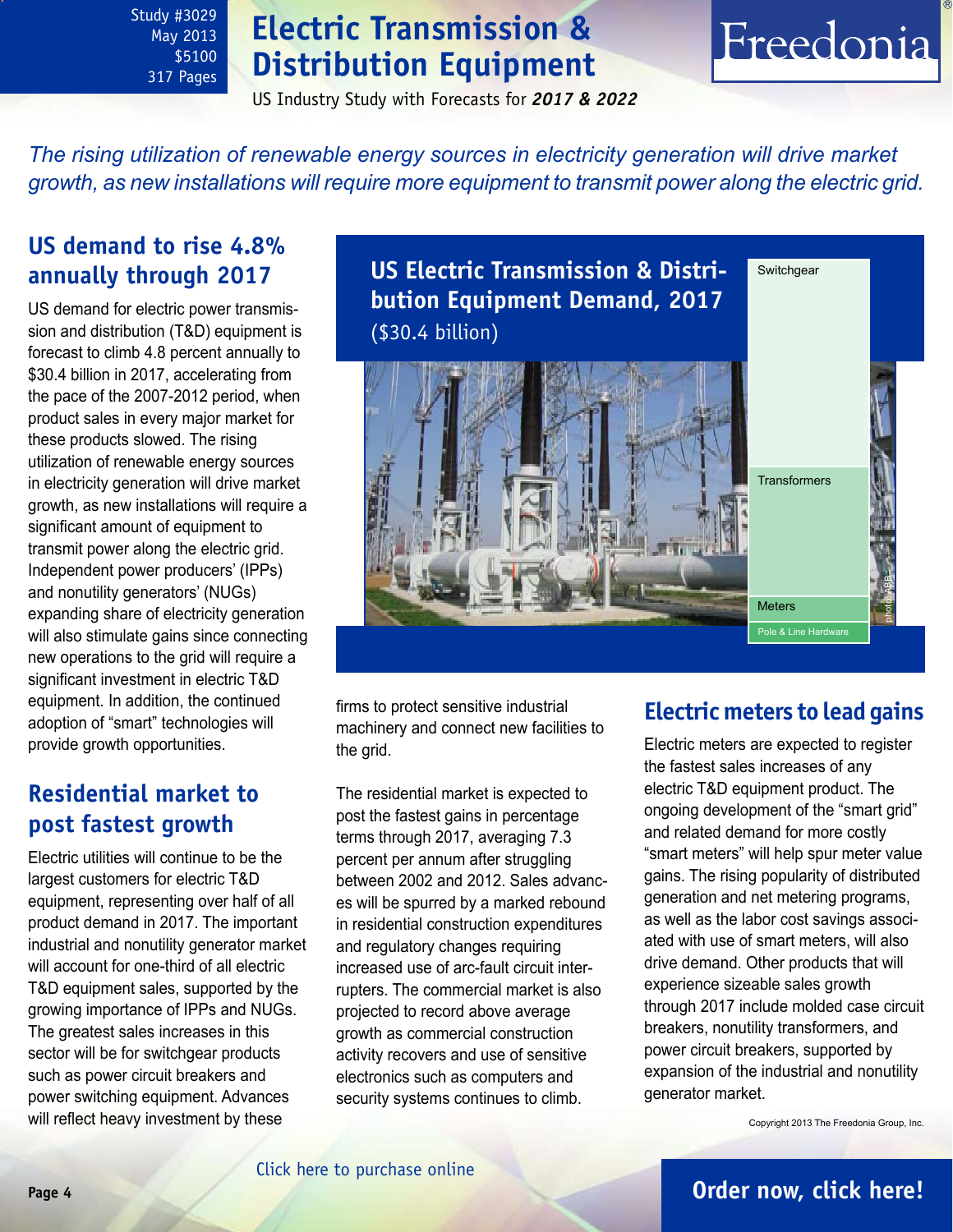Study #3029
May 2013
$5100
317 Pages

# Electric Transmission & Distribution Equipment

US Industry Study with Forecasts for ***2017 & 2022***

*The rising utilization of renewable energy sources in electricity generation will drive market growth, as new installations will require more equipment to transmit power along the electric grid.*

## US demand to rise 4.8% annually through 2017

US demand for electric power transmission and distribution (T&D) equipment is forecast to climb 4.8 percent annually to $30.4 billion in 2017, accelerating from the pace of the 2007-2012 period, when product sales in every major market for these products slowed. The rising utilization of renewable energy sources in electricity generation will drive market growth, as new installations will require a significant amount of equipment to transmit power along the electric grid. Independent power producers' (IPPs) and nonutility generators' (NUGs) expanding share of electricity generation will also stimulate gains since connecting new operations to the grid will require a significant investment in electric T&D equipment. In addition, the continued adoption of "smart" technologies will provide growth opportunities.

**US Electric Transmission & Distribution Equipment Demand, 2017**
($30.4 billion)

Switchgear
Transformers
Meters
Pole & Line Hardware

## Residential market to post fastest growth

Electric utilities will continue to be the largest customers for electric T&D equipment, representing over half of all product demand in 2017. The important industrial and nonutility generator market will account for one-third of all electric T&D equipment sales, supported by the growing importance of IPPs and NUGs. The greatest sales increases in this sector will be for switchgear products such as power circuit breakers and power switching equipment. Advances will reflect heavy investment by these firms to protect sensitive industrial machinery and connect new facilities to the grid.

The residential market is expected to post the fastest gains in percentage terms through 2017, averaging 7.3 percent per annum after struggling between 2002 and 2012. Sales advances will be spurred by a marked rebound in residential construction expenditures and regulatory changes requiring increased use of arc-fault circuit interrupters. The commercial market is also projected to record above average growth as commercial construction activity recovers and use of sensitive electronics such as computers and security systems continues to climb.

## Electric meters to lead gains

Electric meters are expected to register the fastest sales increases of any electric T&D equipment product. The ongoing development of the "smart grid" and related demand for more costly "smart meters" will help spur meter value gains. The rising popularity of distributed generation and net metering programs, as well as the labor cost savings associated with use of smart meters, will also drive demand. Other products that will experience sizeable sales growth through 2017 include molded case circuit breakers, nonutility transformers, and power circuit breakers, supported by expansion of the industrial and nonutility generator market.

Copyright 2013 The Freedonia Group, Inc.

Click here to purchase online

**Order now, click here!**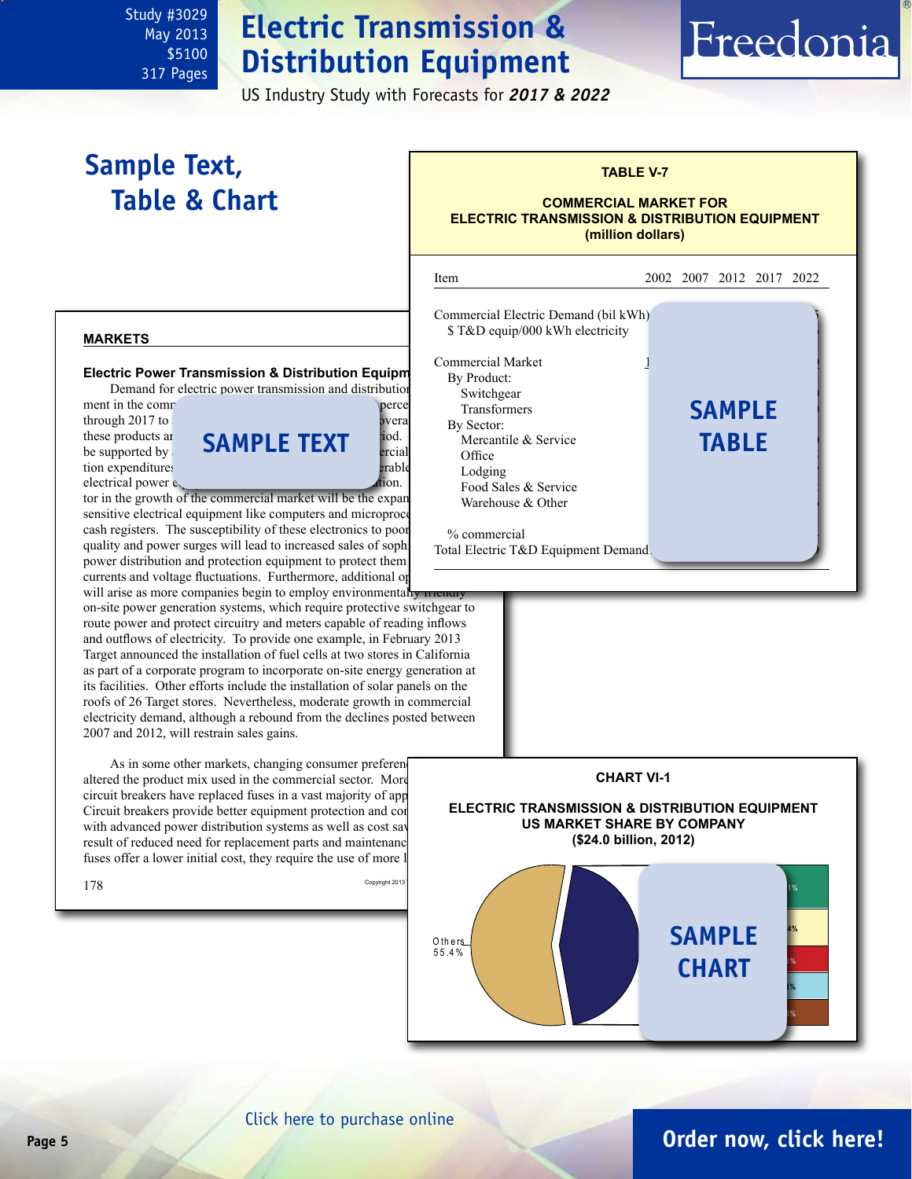Study #3029
May 2013
$5100
317 Pages

# Electric Transmission & Distribution Equipment

US Industry Study with Forecasts for *2017 & 2022*

## Sample Text, Table & Chart

**TABLE V-7**

**COMMERCIAL MARKET FOR ELECTRIC TRANSMISSION & DISTRIBUTION EQUIPMENT (million dollars)**

| Item | 2002 | 2007 | 2012 | 2017 | 2022 |
|---|---|---|---|---|---|
| Commercial Electric Demand (bil kWh) | | | | | |
| $ T&D equip/000 kWh electricity | | | | | |
| Commercial Market | | | | | |
| By Product: | | | | | |
| Switchgear | | | | | |
| Transformers | | | | | |
| By Sector: | | | | | |
| Mercantile & Service | | | | | |
| Office | | | | | |
| Lodging | | | | | |
| Food Sales & Service | | | | | |
| Warehouse & Other | | | | | |
| % commercial | | | | | |
| Total Electric T&D Equipment Demand | | | | | |

SAMPLE TABLE

### MARKETS

**Electric Power Transmission & Distribution Equipm**

Demand for electric power transmission and distributio ment in the comm perce through 2017 to overa these products ar iod. be supported by ercial tion expenditures erable electrical power e tion. tor in the growth of the commercial market will be the expan sensitive electrical equipment like computers and microproc cash registers. The susceptibility of these electronics to poor quality and power surges will lead to increased sales of soph power distribution and protection equipment to protect them currents and voltage fluctuations. Furthermore, additional op will arise as more companies begin to employ environmentally friendly on-site power generation systems, which require protective switchgear to route power and protect circuitry and meters capable of reading inflows and outflows of electricity. To provide one example, in February 2013 Target announced the installation of fuel cells at two stores in California as part of a corporate program to incorporate on-site energy generation at its facilities. Other efforts include the installation of solar panels on the roofs of 26 Target stores. Nevertheless, moderate growth in commercial electricity demand, although a rebound from the declines posted between 2007 and 2012, will restrain sales gains.

SAMPLE TEXT

As in some other markets, changing consumer preferen altered the product mix used in the commercial sector. More circuit breakers have replaced fuses in a vast majority of app Circuit breakers provide better equipment protection and co with advanced power distribution systems as well as cost sav result of reduced need for replacement parts and maintenanc fuses offer a lower initial cost, they require the use of more l

178

Copyright 2013

**CHART VI-1**

**ELECTRIC TRANSMISSION & DISTRIBUTION EQUIPMENT US MARKET SHARE BY COMPANY ($24.0 billion, 2012)**

Others 55.4%

SAMPLE CHART

Click here to purchase online

Order now, click here!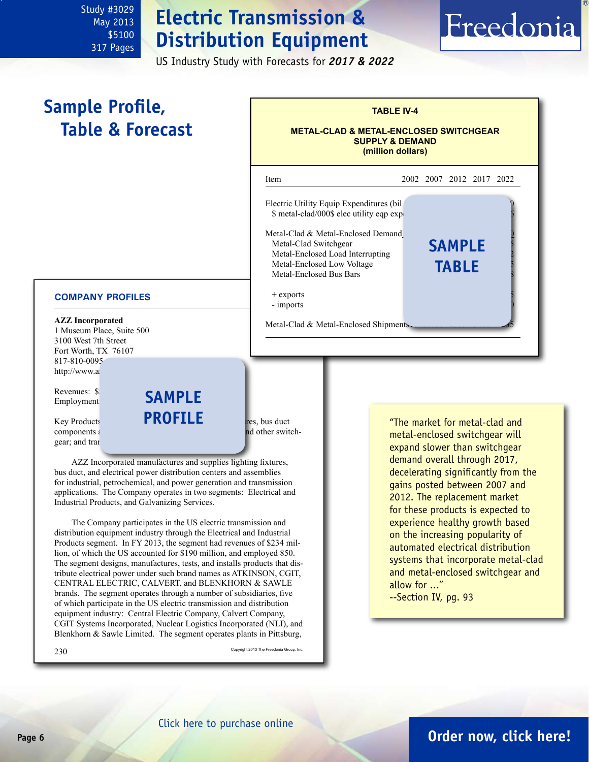Study #3029
May 2013
$5100
317 Pages

# Electric Transmission & Distribution Equipment

US Industry Study with Forecasts for ***2017 & 2022***

## Sample Profile, Table & Forecast

**TABLE IV-4**

**METAL-CLAD & METAL-ENCLOSED SWITCHGEAR SUPPLY & DEMAND (million dollars)**

| Item | 2002 | 2007 | 2012 | 2017 | 2022 |
|---|---|---|---|---|---|
| Electric Utility Equip Expenditures (bil | | | | | |
| $ metal-clad/000$ elec utility eqp exp | | | | | |
| Metal-Clad & Metal-Enclosed Demand | | | | | |
| Metal-Clad Switchgear | | | | | |
| Metal-Enclosed Load Interrupting | | | | | |
| Metal-Enclosed Low Voltage | | | | | |
| Metal-Enclosed Bus Bars | | | | | |
| + exports | | | | | |
| - imports | | | | | |
| Metal-Clad & Metal-Enclosed Shipments | | | | | |

SAMPLE TABLE

### COMPANY PROFILES

**AZZ Incorporated**
1 Museum Place, Suite 500
3100 West 7th Street
Fort Worth, TX 76107
817-810-0095
http://www.a

Revenues: $
Employment

Key Products ... res, bus duct components ... nd other switchgear; and tran

SAMPLE PROFILE

AZZ Incorporated manufactures and supplies lighting fixtures, bus duct, and electrical power distribution centers and assemblies for industrial, petrochemical, and power generation and transmission applications. The Company operates in two segments: Electrical and Industrial Products, and Galvanizing Services.

The Company participates in the US electric transmission and distribution equipment industry through the Electrical and Industrial Products segment. In FY 2013, the segment had revenues of $234 million, of which the US accounted for $190 million, and employed 850. The segment designs, manufactures, tests, and installs products that distribute electrical power under such brand names as ATKINSON, CGIT, CENTRAL ELECTRIC, CALVERT, and BLENKHORN & SAWLE brands. The segment operates through a number of subsidiaries, five of which participate in the US electric transmission and distribution equipment industry: Central Electric Company, Calvert Company, CGIT Systems Incorporated, Nuclear Logistics Incorporated (NLI), and Blenkhorn & Sawle Limited. The segment operates plants in Pittsburg,

230

Copyright 2013 The Freedonia Group, Inc.

"The market for metal-clad and metal-enclosed switchgear will expand slower than switchgear demand overall through 2017, decelerating significantly from the gains posted between 2007 and 2012. The replacement market for these products is expected to experience healthy growth based on the increasing popularity of automated electrical distribution systems that incorporate metal-clad and metal-enclosed switchgear and allow for ..."
--Section IV, pg. 93

Click here to purchase online

**Order now, click here!**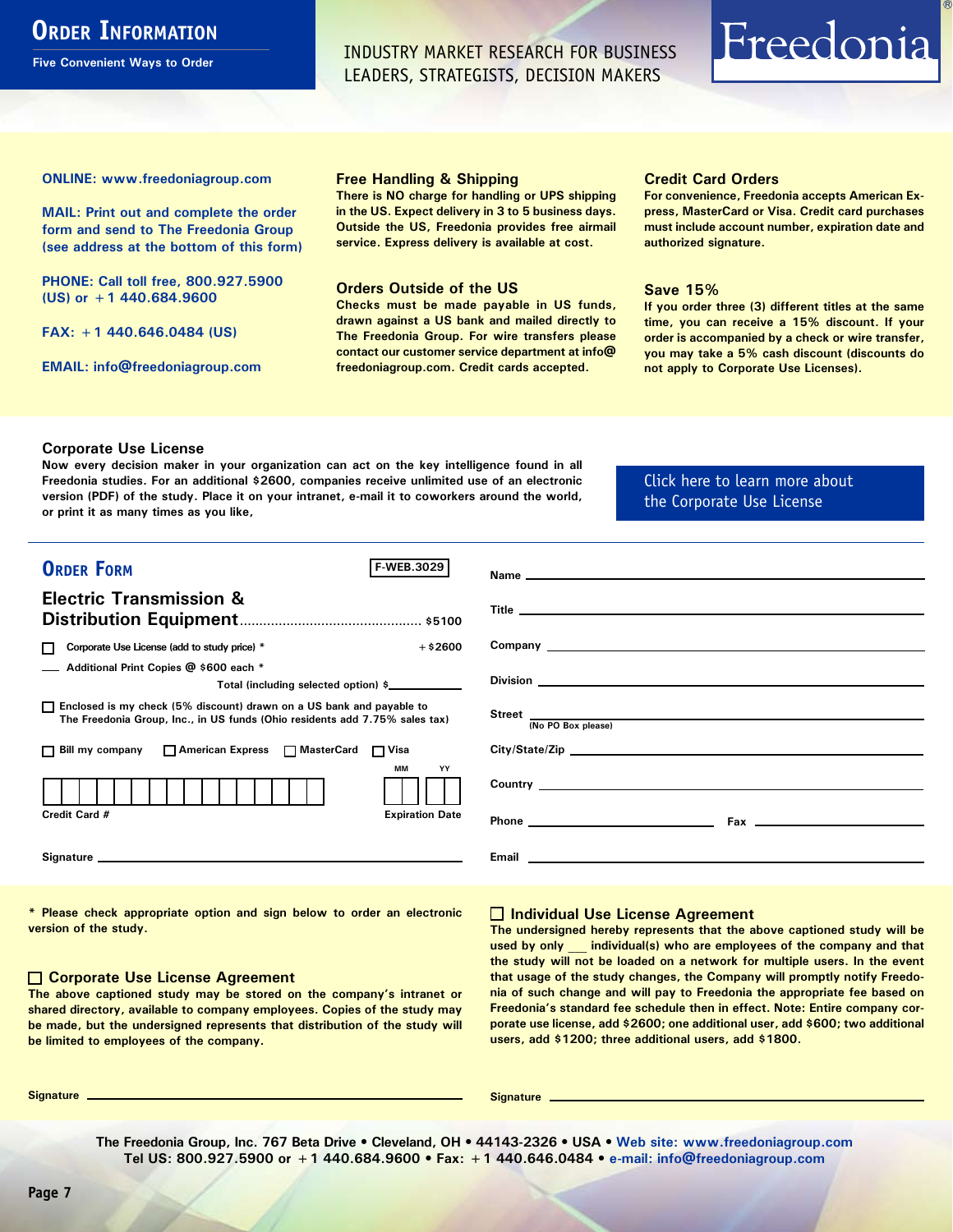# Order Information

Five Convenient Ways to Order

INDUSTRY MARKET RESEARCH FOR BUSINESS LEADERS, STRATEGISTS, DECISION MAKERS

Freedonia®

**ONLINE: www.freedoniagroup.com**

**MAIL: Print out and complete the order form and send to The Freedonia Group (see address at the bottom of this form)**

**PHONE: Call toll free, 800.927.5900 (US) or +1 440.684.9600**

**FAX: +1 440.646.0484 (US)**

**EMAIL: info@freedoniagroup.com**

### Free Handling & Shipping

There is NO charge for handling or UPS shipping in the US. Expect delivery in 3 to 5 business days. Outside the US, Freedonia provides free airmail service. Express delivery is available at cost.

### Orders Outside of the US

Checks must be made payable in US funds, drawn against a US bank and mailed directly to The Freedonia Group. For wire transfers please contact our customer service department at info@freedoniagroup.com. Credit cards accepted.

### Credit Card Orders

For convenience, Freedonia accepts American Express, MasterCard or Visa. Credit card purchases must include account number, expiration date and authorized signature.

### Save 15%

If you order three (3) different titles at the same time, you can receive a 15% discount. If your order is accompanied by a check or wire transfer, you may take a 5% cash discount (discounts do not apply to Corporate Use Licenses).

### Corporate Use License

Now every decision maker in your organization can act on the key intelligence found in all Freedonia studies. For an additional $2600, companies receive unlimited use of an electronic version (PDF) of the study. Place it on your intranet, e-mail it to coworkers around the world, or print it as many times as you like,

Click here to learn more about the Corporate Use License

## Order Form

F-WEB.3029

**Electric Transmission & Distribution Equipment** .............................................. $5100

☐ Corporate Use License (add to study price) * +$2600

___ Additional Print Copies @ $600 each *

Total (including selected option) $__________

☐ Enclosed is my check (5% discount) drawn on a US bank and payable to The Freedonia Group, Inc., in US funds (Ohio residents add 7.75% sales tax)

☐ Bill my company ☐ American Express ☐ MasterCard ☐ Visa

Credit Card # __________ Expiration Date MM YY

Signature __________

Name __________

Title __________

Company __________

Division __________

Street __________ (No PO Box please)

City/State/Zip __________

Country __________

Phone __________ Fax __________

Email __________

\* Please check appropriate option and sign below to order an electronic version of the study.

### ☐ Corporate Use License Agreement

The above captioned study may be stored on the company's intranet or shared directory, available to company employees. Copies of the study may be made, but the undersigned represents that distribution of the study will be limited to employees of the company.

Signature __________

### ☐ Individual Use License Agreement

The undersigned hereby represents that the above captioned study will be used by only ___ individual(s) who are employees of the company and that the study will not be loaded on a network for multiple users. In the event that usage of the study changes, the Company will promptly notify Freedonia of such change and will pay to Freedonia the appropriate fee based on Freedonia's standard fee schedule then in effect. Note: Entire company corporate use license, add $2600; one additional user, add $600; two additional users, add $1200; three additional users, add $1800.

Signature __________

The Freedonia Group, Inc. 767 Beta Drive • Cleveland, OH • 44143-2326 • USA • Web site: www.freedoniagroup.com
Tel US: 800.927.5900 or +1 440.684.9600 • Fax: +1 440.646.0484 • e-mail: info@freedoniagroup.com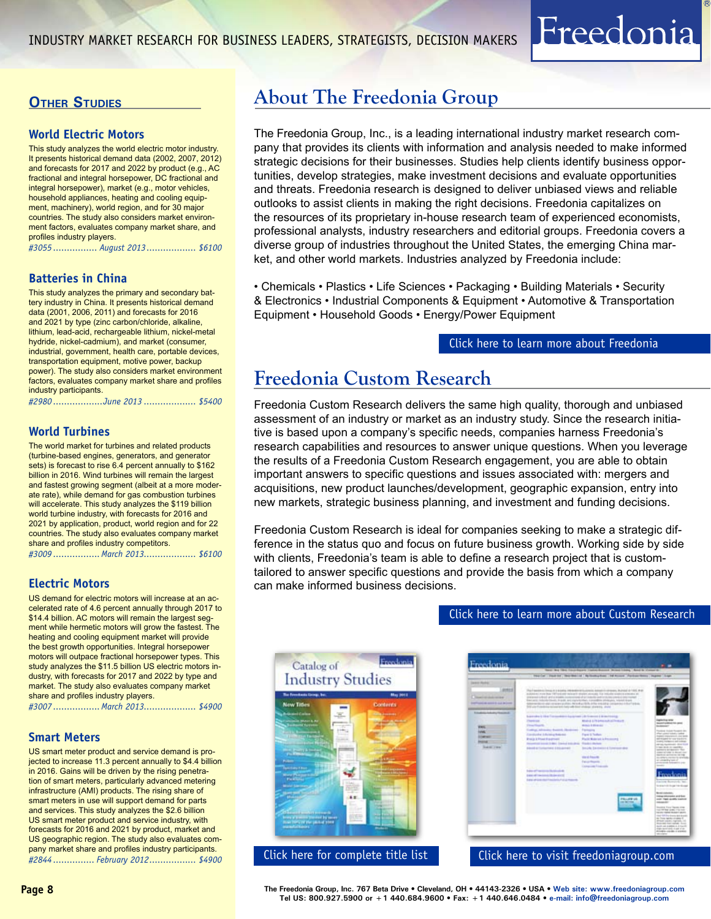## Other Studies

### World Electric Motors

This study analyzes the world electric motor industry. It presents historical demand data (2002, 2007, 2012) and forecasts for 2017 and 2022 by product (e.g., AC fractional and integral horsepower, DC fractional and integral horsepower), market (e.g., motor vehicles, household appliances, heating and cooling equipment, machinery), world region, and for 30 major countries. The study also considers market environment factors, evaluates company market share, and profiles industry players.

*#3055 ................ August 2013 .................. $6100*

### Batteries in China

This study analyzes the primary and secondary battery industry in China. It presents historical demand data (2001, 2006, 2011) and forecasts for 2016 and 2021 by type (zinc carbon/chloride, alkaline, lithium, lead-acid, rechargeable lithium, nickel-metal hydride, nickel-cadmium), and market (consumer, industrial, government, health care, portable devices, transportation equipment, motive power, backup power). The study also considers market environment factors, evaluates company market share and profiles industry participants.

*#2980 ..................June 2013 ................... $5400*

### World Turbines

The world market for turbines and related products (turbine-based engines, generators, and generator sets) is forecast to rise 6.4 percent annually to $162 billion in 2016. Wind turbines will remain the largest and fastest growing segment (albeit at a more moderate rate), while demand for gas combustion turbines will accelerate. This study analyzes the $119 billion world turbine industry, with forecasts for 2016 and 2021 by application, product, world region and for 22 countries. The study also evaluates company market share and profiles industry competitors.

*#3009 ................. March 2013................... $6100*

### Electric Motors

US demand for electric motors will increase at an accelerated rate of 4.6 percent annually through 2017 to $14.4 billion. AC motors will remain the largest segment while hermetic motors will grow the fastest. The heating and cooling equipment market will provide the best growth opportunities. Integral horsepower motors will outpace fractional horsepower types. This study analyzes the $11.5 billion US electric motors industry, with forecasts for 2017 and 2022 by type and market. The study also evaluates company market share and profiles industry players.

*#3007 ................. March 2013................... $4900*

### Smart Meters

US smart meter product and service demand is projected to increase 11.3 percent annually to $4.4 billion in 2016. Gains will be driven by the rising penetration of smart meters, particularly advanced metering infrastructure (AMI) products. The rising share of smart meters in use will support demand for parts and services. This study analyzes the $2.6 billion US smart meter product and service industry, with forecasts for 2016 and 2021 by product, market and US geographic region. The study also evaluates company market share and profiles industry participants.

*#2844 ............... February 2012................. $4900*

## About The Freedonia Group

The Freedonia Group, Inc., is a leading international industry market research company that provides its clients with information and analysis needed to make informed strategic decisions for their businesses. Studies help clients identify business opportunities, develop strategies, make investment decisions and evaluate opportunities and threats. Freedonia research is designed to deliver unbiased views and reliable outlooks to assist clients in making the right decisions. Freedonia capitalizes on the resources of its proprietary in-house research team of experienced economists, professional analysts, industry researchers and editorial groups. Freedonia covers a diverse group of industries throughout the United States, the emerging China market, and other world markets. Industries analyzed by Freedonia include:

• Chemicals • Plastics • Life Sciences • Packaging • Building Materials • Security & Electronics • Industrial Components & Equipment • Automotive & Transportation Equipment • Household Goods • Energy/Power Equipment

Click here to learn more about Freedonia

## Freedonia Custom Research

Freedonia Custom Research delivers the same high quality, thorough and unbiased assessment of an industry or market as an industry study. Since the research initiative is based upon a company's specific needs, companies harness Freedonia's research capabilities and resources to answer unique questions. When you leverage the results of a Freedonia Custom Research engagement, you are able to obtain important answers to specific questions and issues associated with: mergers and acquisitions, new product launches/development, geographic expansion, entry into new markets, strategic business planning, and investment and funding decisions.

Freedonia Custom Research is ideal for companies seeking to make a strategic difference in the status quo and focus on future business growth. Working side by side with clients, Freedonia's team is able to define a research project that is custom-tailored to answer specific questions and provide the basis from which a company can make informed business decisions.

Click here to learn more about Custom Research

Click here for complete title list

Click here to visit freedoniagroup.com

**The Freedonia Group, Inc. 767 Beta Drive • Cleveland, OH • 44143-2326 • USA • Web site: www.freedoniagroup.com**
**Tel US: 800.927.5900 or +1 440.684.9600 • Fax: +1 440.646.0484 • e-mail: info@freedoniagroup.com**